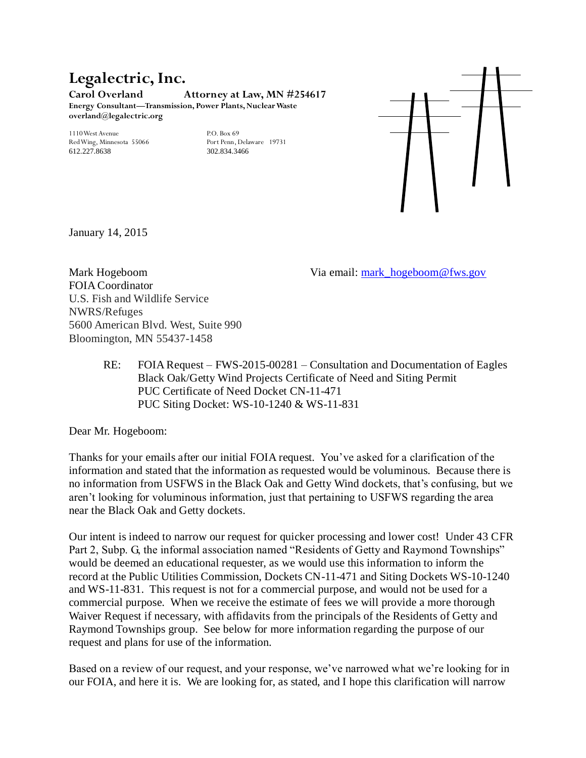# Legalectric, Inc.

**Carol Overland** **Attorney at Law, MN #254617**
**Energy Consultant—Transmission, Power Plants, Nuclear Waste**
**overland@legalectric.org**

1110 West Avenue
Red Wing, Minnesota 55066
612.227.8638

P.O. Box 69
Port Penn, Delaware 19731
302.834.3466

January 14, 2015

Mark Hogeboom
FOIA Coordinator
U.S. Fish and Wildlife Service
NWRS/Refuges
5600 American Blvd. West, Suite 990
Bloomington, MN 55437-1458

Via email: mark_hogeboom@fws.gov

RE: FOIA Request – FWS-2015-00281 – Consultation and Documentation of Eagles
Black Oak/Getty Wind Projects Certificate of Need and Siting Permit
PUC Certificate of Need Docket CN-11-471
PUC Siting Docket: WS-10-1240 & WS-11-831

Dear Mr. Hogeboom:

Thanks for your emails after our initial FOIA request. You've asked for a clarification of the information and stated that the information as requested would be voluminous. Because there is no information from USFWS in the Black Oak and Getty Wind dockets, that's confusing, but we aren't looking for voluminous information, just that pertaining to USFWS regarding the area near the Black Oak and Getty dockets.

Our intent is indeed to narrow our request for quicker processing and lower cost! Under 43 CFR Part 2, Subp. G, the informal association named "Residents of Getty and Raymond Townships" would be deemed an educational requester, as we would use this information to inform the record at the Public Utilities Commission, Dockets CN-11-471 and Siting Dockets WS-10-1240 and WS-11-831. This request is not for a commercial purpose, and would not be used for a commercial purpose. When we receive the estimate of fees we will provide a more thorough Waiver Request if necessary, with affidavits from the principals of the Residents of Getty and Raymond Townships group. See below for more information regarding the purpose of our request and plans for use of the information.

Based on a review of our request, and your response, we've narrowed what we're looking for in our FOIA, and here it is. We are looking for, as stated, and I hope this clarification will narrow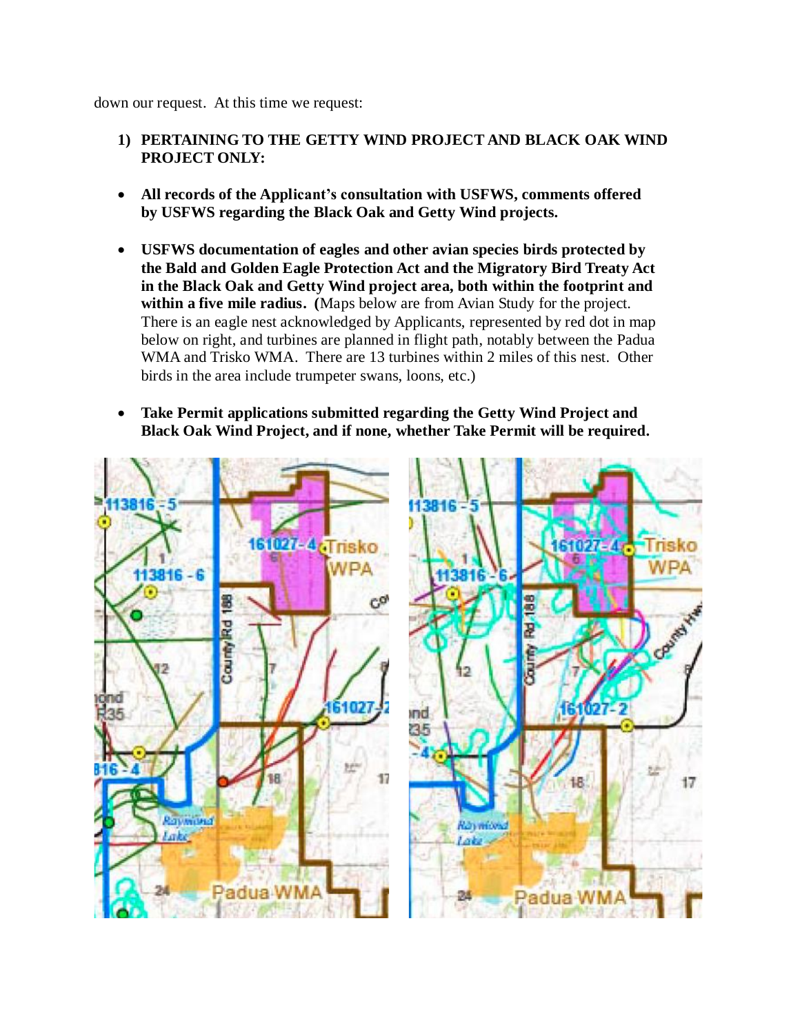down our request. At this time we request:

1) **PERTAINING TO THE GETTY WIND PROJECT AND BLACK OAK WIND PROJECT ONLY:**

- **All records of the Applicant's consultation with USFWS, comments offered by USFWS regarding the Black Oak and Getty Wind projects.**

- **USFWS documentation of eagles and other avian species birds protected by the Bald and Golden Eagle Protection Act and the Migratory Bird Treaty Act in the Black Oak and Getty Wind project area, both within the footprint and within a five mile radius. (**Maps below are from Avian Study for the project. There is an eagle nest acknowledged by Applicants, represented by red dot in map below on right, and turbines are planned in flight path, notably between the Padua WMA and Trisko WMA. There are 13 turbines within 2 miles of this nest. Other birds in the area include trumpeter swans, loons, etc.)

- **Take Permit applications submitted regarding the Getty Wind Project and Black Oak Wind Project, and if none, whether Take Permit will be required.**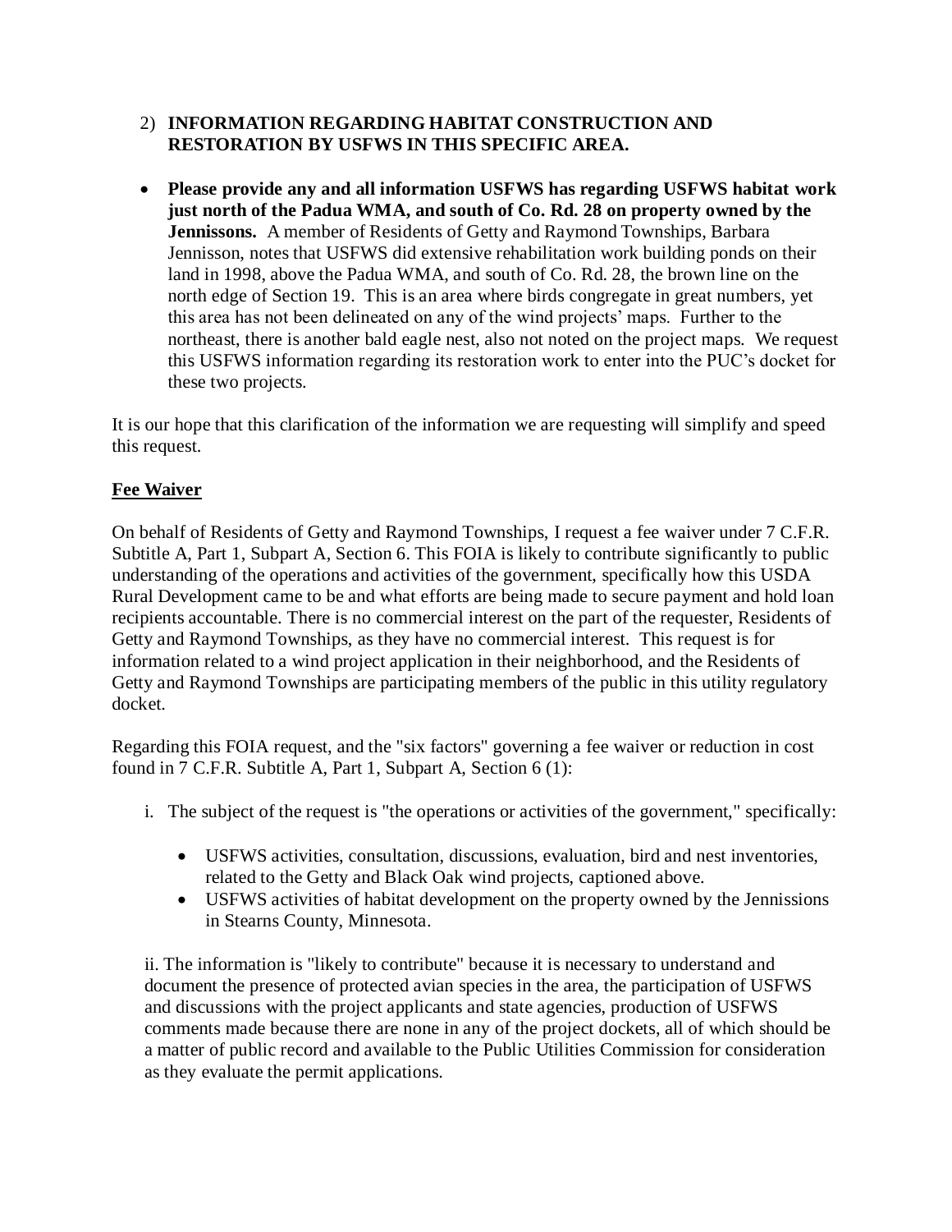2) **INFORMATION REGARDING HABITAT CONSTRUCTION AND RESTORATION BY USFWS IN THIS SPECIFIC AREA.**

- **Please provide any and all information USFWS has regarding USFWS habitat work just north of the Padua WMA, and south of Co. Rd. 28 on property owned by the Jennissons.** A member of Residents of Getty and Raymond Townships, Barbara Jennisson, notes that USFWS did extensive rehabilitation work building ponds on their land in 1998, above the Padua WMA, and south of Co. Rd. 28, the brown line on the north edge of Section 19. This is an area where birds congregate in great numbers, yet this area has not been delineated on any of the wind projects' maps. Further to the northeast, there is another bald eagle nest, also not noted on the project maps. We request this USFWS information regarding its restoration work to enter into the PUC's docket for these two projects.

It is our hope that this clarification of the information we are requesting will simplify and speed this request.

**Fee Waiver**

On behalf of Residents of Getty and Raymond Townships, I request a fee waiver under 7 C.F.R. Subtitle A, Part 1, Subpart A, Section 6. This FOIA is likely to contribute significantly to public understanding of the operations and activities of the government, specifically how this USDA Rural Development came to be and what efforts are being made to secure payment and hold loan recipients accountable. There is no commercial interest on the part of the requester, Residents of Getty and Raymond Townships, as they have no commercial interest. This request is for information related to a wind project application in their neighborhood, and the Residents of Getty and Raymond Townships are participating members of the public in this utility regulatory docket.

Regarding this FOIA request, and the "six factors" governing a fee waiver or reduction in cost found in 7 C.F.R. Subtitle A, Part 1, Subpart A, Section 6 (1):

i. The subject of the request is "the operations or activities of the government," specifically:

- USFWS activities, consultation, discussions, evaluation, bird and nest inventories, related to the Getty and Black Oak wind projects, captioned above.
- USFWS activities of habitat development on the property owned by the Jennissions in Stearns County, Minnesota.

ii. The information is "likely to contribute" because it is necessary to understand and document the presence of protected avian species in the area, the participation of USFWS and discussions with the project applicants and state agencies, production of USFWS comments made because there are none in any of the project dockets, all of which should be a matter of public record and available to the Public Utilities Commission for consideration as they evaluate the permit applications.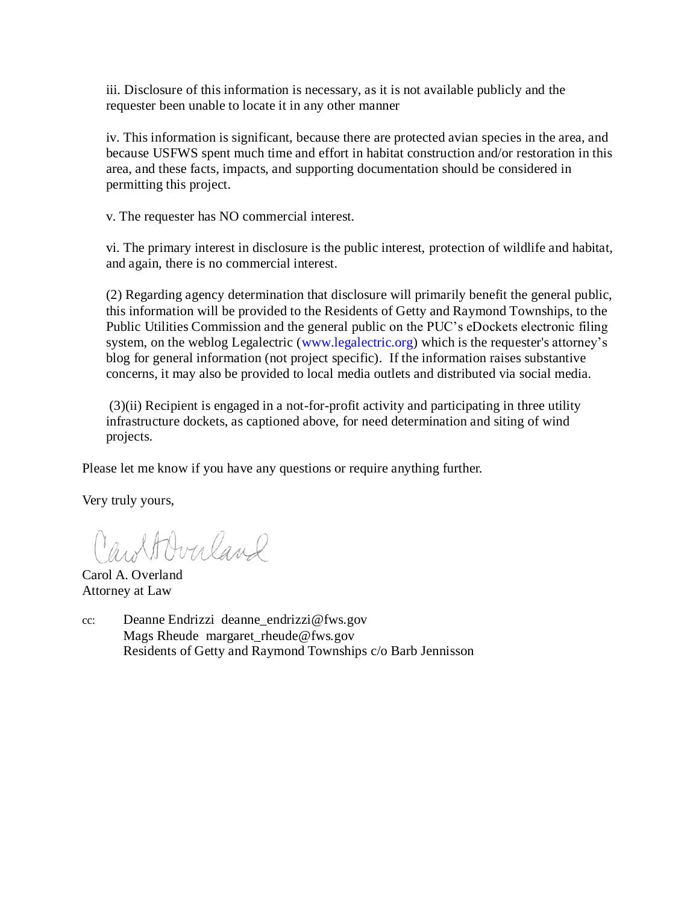iii. Disclosure of this information is necessary, as it is not available publicly and the requester been unable to locate it in any other manner

iv. This information is significant, because there are protected avian species in the area, and because USFWS spent much time and effort in habitat construction and/or restoration in this area, and these facts, impacts, and supporting documentation should be considered in permitting this project.

v. The requester has NO commercial interest.

vi. The primary interest in disclosure is the public interest, protection of wildlife and habitat, and again, there is no commercial interest.

(2) Regarding agency determination that disclosure will primarily benefit the general public, this information will be provided to the Residents of Getty and Raymond Townships, to the Public Utilities Commission and the general public on the PUC's eDockets electronic filing system, on the weblog Legalectric (www.legalectric.org) which is the requester's attorney's blog for general information (not project specific). If the information raises substantive concerns, it may also be provided to local media outlets and distributed via social media.

(3)(ii) Recipient is engaged in a not-for-profit activity and participating in three utility infrastructure dockets, as captioned above, for need determination and siting of wind projects.

Please let me know if you have any questions or require anything further.

Very truly yours,

Carol A. Overland
Attorney at Law

cc: Deanne Endrizzi deanne_endrizzi@fws.gov
Mags Rheude margaret_rheude@fws.gov
Residents of Getty and Raymond Townships c/o Barb Jennisson